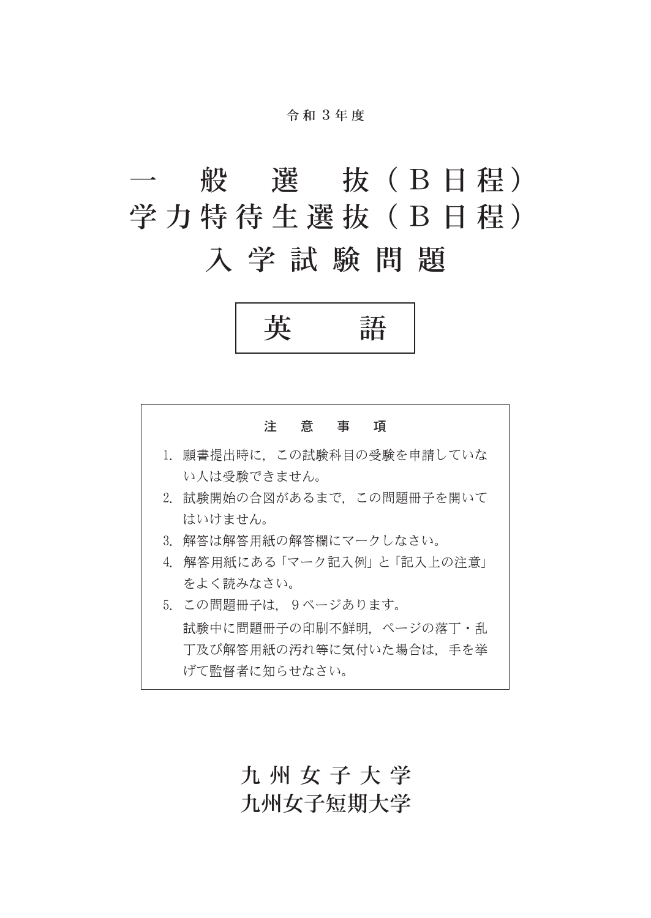令和３年度

# 一般選抜（Ｂ日程）
# 学力特待生選抜（Ｂ日程）
# 入学試験問題

## 英語

### 注意事項

1. 願書提出時に，この試験科目の受験を申請していない人は受験できません。
2. 試験開始の合図があるまで，この問題冊子を開いてはいけません。
3. 解答は解答用紙の解答欄にマークしなさい。
4. 解答用紙にある「マーク記入例」と「記入上の注意」をよく読みなさい。
5. この問題冊子は，９ページあります。

   試験中に問題冊子の印刷不鮮明，ページの落丁・乱丁及び解答用紙の汚れ等に気付いた場合は，手を挙げて監督者に知らせなさい。

**九州女子大学**
**九州女子短期大学**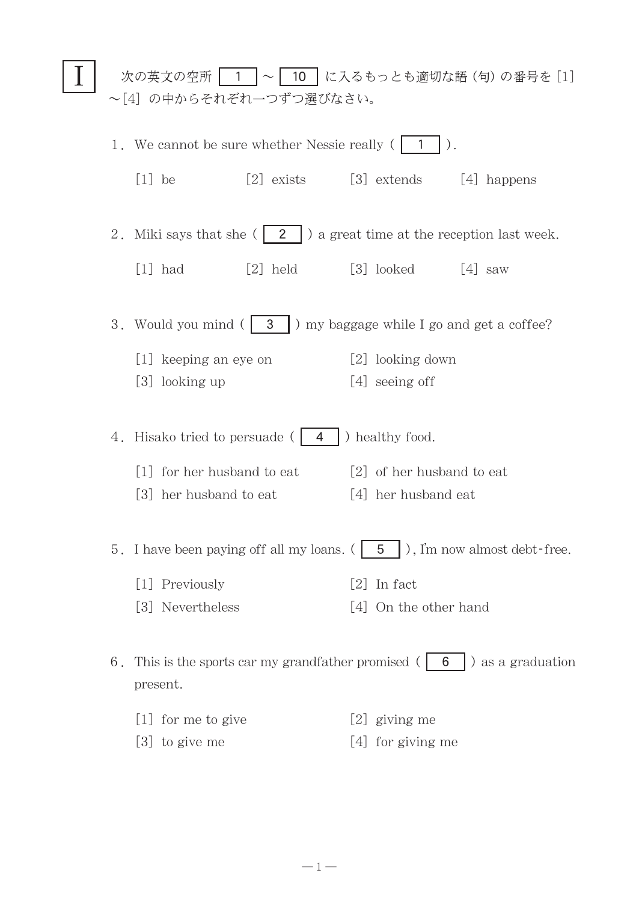# I

次の英文の空所 [ 1 ] ～ [ 10 ] に入るもっとも適切な語（句）の番号を [1] ～[4] の中からそれぞれ一つずつ選びなさい。

1．We cannot be sure whether Nessie really ( [ 1 ] ).

[1] be　　[2] exists　　[3] extends　　[4] happens

2．Miki says that she ( [ 2 ] ) a great time at the reception last week.

[1] had　　[2] held　　[3] looked　　[4] saw

3．Would you mind ( [ 3 ] ) my baggage while I go and get a coffee?

[1] keeping an eye on　　[2] looking down
[3] looking up　　[4] seeing off

4．Hisako tried to persuade ( [ 4 ] ) healthy food.

[1] for her husband to eat　　[2] of her husband to eat
[3] her husband to eat　　[4] her husband eat

5．I have been paying off all my loans. ( [ 5 ] ), I'm now almost debt-free.

[1] Previously　　[2] In fact
[3] Nevertheless　　[4] On the other hand

6．This is the sports car my grandfather promised ( [ 6 ] ) as a graduation present.

[1] for me to give　　[2] giving me
[3] to give me　　[4] for giving me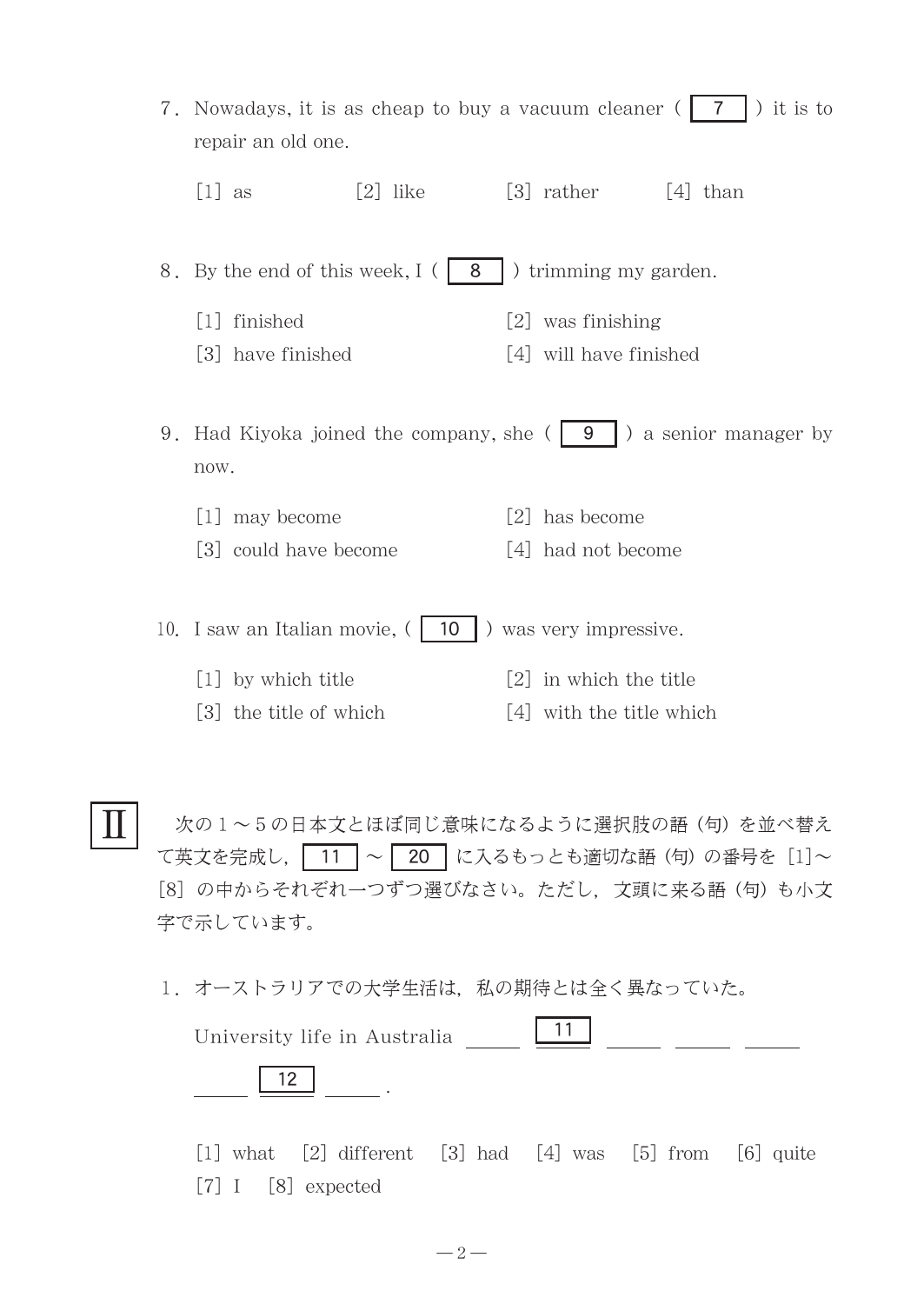7. Nowadays, it is as cheap to buy a vacuum cleaner ( 7 ) it is to repair an old one.

[1] as　　[2] like　　[3] rather　　[4] than

8. By the end of this week, I ( 8 ) trimming my garden.

[1] finished　　[2] was finishing
[3] have finished　　[4] will have finished

9. Had Kiyoka joined the company, she ( 9 ) a senior manager by now.

[1] may become　　[2] has become
[3] could have become　　[4] had not become

10. I saw an Italian movie, ( 10 ) was very impressive.

[1] by which title　　[2] in which the title
[3] the title of which　　[4] with the title which

## II

次の1～5の日本文とほぼ同じ意味になるように選択肢の語（句）を並べ替えて英文を完成し，11 ～ 20 に入るもっとも適切な語（句）の番号を［1］～［8］の中からそれぞれ一つずつ選びなさい。ただし，文頭に来る語（句）も小文字で示しています。

1. オーストラリアでの大学生活は，私の期待とは全く異なっていた。

University life in Australia ＿＿ 11 ＿＿ ＿＿ ＿＿ ＿＿ 12 ＿＿ .

[1] what　[2] different　[3] had　[4] was　[5] from　[6] quite
[7] I　[8] expected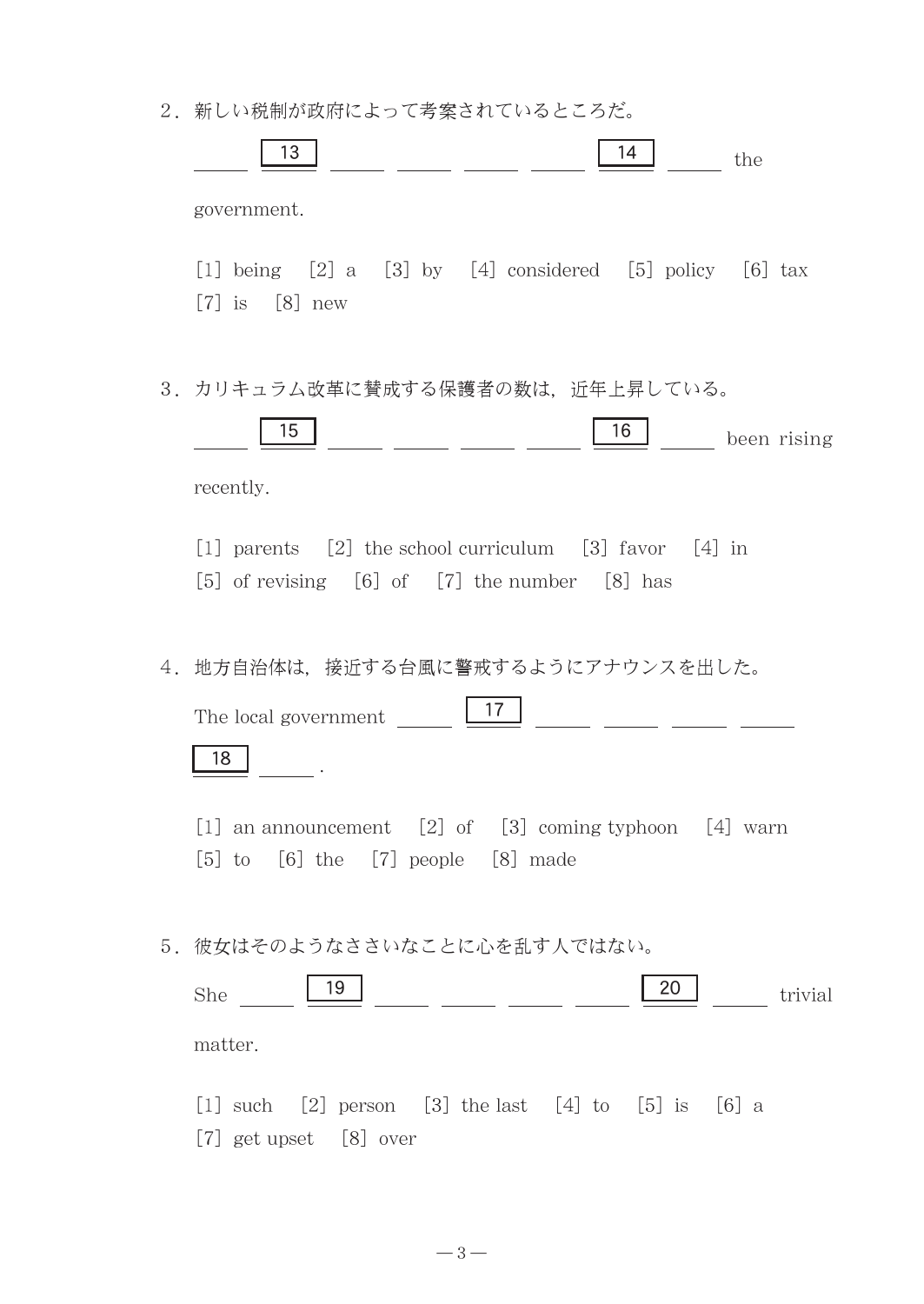2．新しい税制が政府によって考案されているところだ。

\_\_\_\_\_ [ 13 ] \_\_\_\_\_ \_\_\_\_\_ \_\_\_\_\_ \_\_\_\_\_ [ 14 ] \_\_\_\_\_ the government.

[1] being [2] a [3] by [4] considered [5] policy [6] tax
[7] is [8] new

3．カリキュラム改革に賛成する保護者の数は，近年上昇している。

\_\_\_\_\_ [ 15 ] \_\_\_\_\_ \_\_\_\_\_ \_\_\_\_\_ \_\_\_\_\_ [ 16 ] \_\_\_\_\_ been rising recently.

[1] parents [2] the school curriculum [3] favor [4] in
[5] of revising [6] of [7] the number [8] has

4．地方自治体は，接近する台風に警戒するようにアナウンスを出した。

The local government \_\_\_\_\_ [ 17 ] \_\_\_\_\_ \_\_\_\_\_ \_\_\_\_\_ \_\_\_\_\_ [ 18 ] \_\_\_\_\_ .

[1] an announcement [2] of [3] coming typhoon [4] warn
[5] to [6] the [7] people [8] made

5．彼女はそのようなささいなことに心を乱す人ではない。

She \_\_\_\_\_ [ 19 ] \_\_\_\_\_ \_\_\_\_\_ \_\_\_\_\_ \_\_\_\_\_ [ 20 ] \_\_\_\_\_ trivial matter.

[1] such [2] person [3] the last [4] to [5] is [6] a
[7] get upset [8] over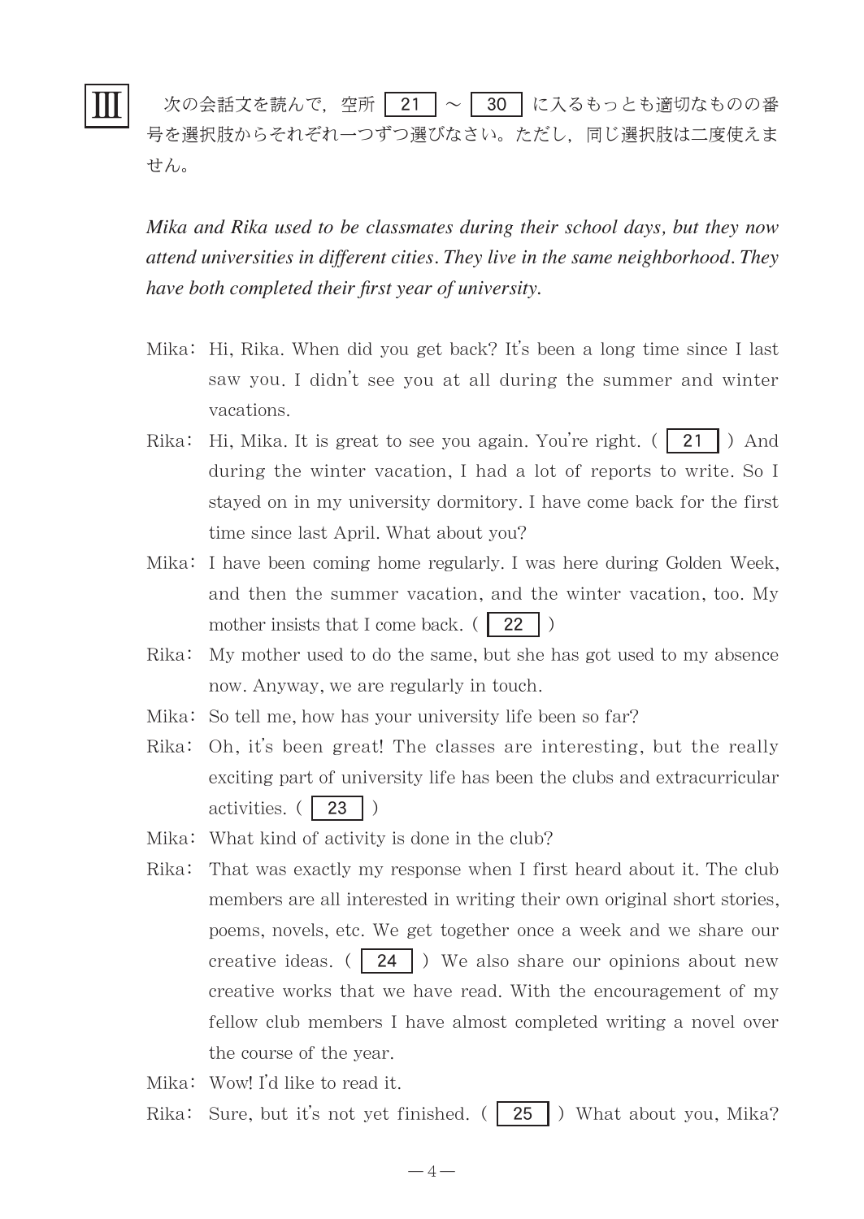## Ⅲ

次の会話文を読んで，空所 21 〜 30 に入るもっとも適切なものの番号を選択肢からそれぞれ一つずつ選びなさい。ただし，同じ選択肢は二度使えません。

*Mika and Rika used to be classmates during their school days, but they now attend universities in different cities. They live in the same neighborhood. They have both completed their first year of university.*

Mika：Hi, Rika. When did you get back? It's been a long time since I last saw you. I didn't see you at all during the summer and winter vacations.

Rika：Hi, Mika. It is great to see you again. You're right. ( 21 ) And during the winter vacation, I had a lot of reports to write. So I stayed on in my university dormitory. I have come back for the first time since last April. What about you?

Mika：I have been coming home regularly. I was here during Golden Week, and then the summer vacation, and the winter vacation, too. My mother insists that I come back. ( 22 )

Rika：My mother used to do the same, but she has got used to my absence now. Anyway, we are regularly in touch.

Mika：So tell me, how has your university life been so far?

Rika：Oh, it's been great! The classes are interesting, but the really exciting part of university life has been the clubs and extracurricular activities. ( 23 )

Mika：What kind of activity is done in the club?

Rika：That was exactly my response when I first heard about it. The club members are all interested in writing their own original short stories, poems, novels, etc. We get together once a week and we share our creative ideas. ( 24 ) We also share our opinions about new creative works that we have read. With the encouragement of my fellow club members I have almost completed writing a novel over the course of the year.

Mika：Wow! I'd like to read it.

Rika：Sure, but it's not yet finished. ( 25 ) What about you, Mika?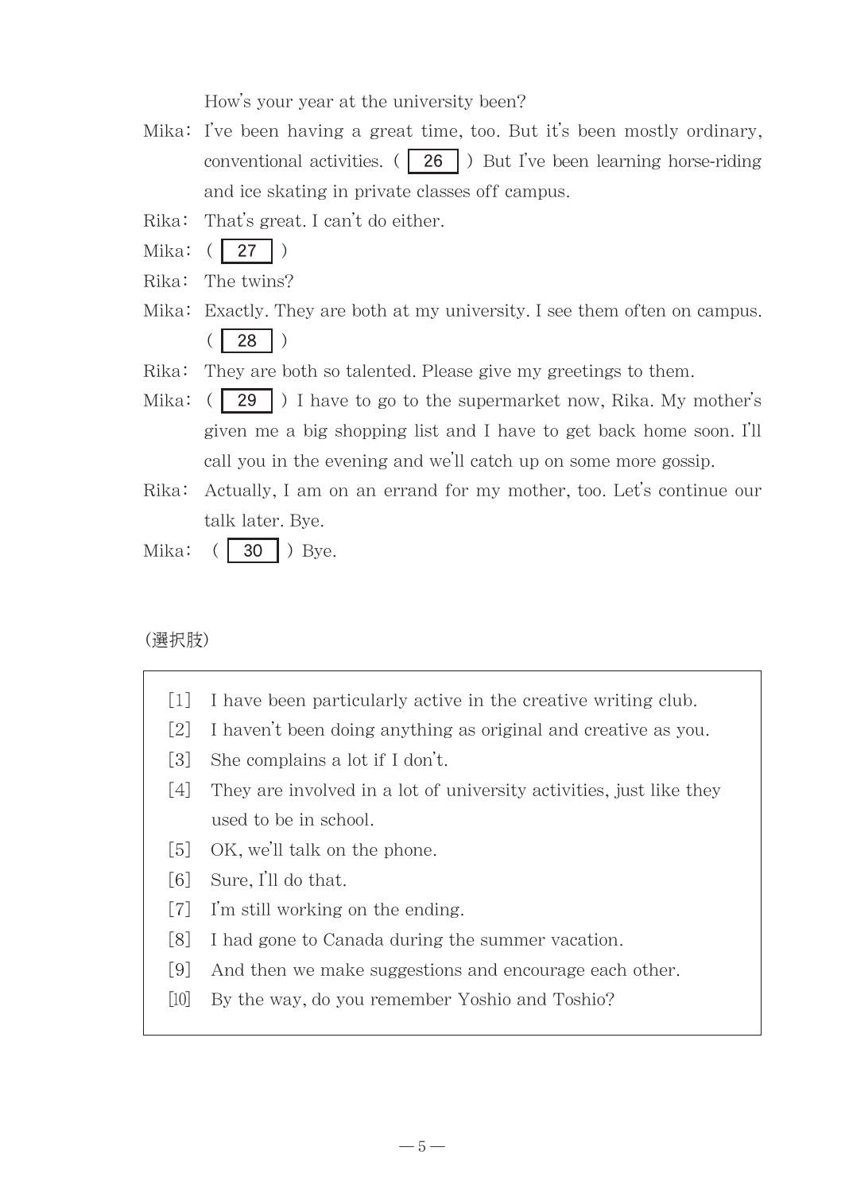How's your year at the university been?

Mika: I've been having a great time, too. But it's been mostly ordinary, conventional activities. ( 26 ) But I've been learning horse-riding and ice skating in private classes off campus.

Rika: That's great. I can't do either.

Mika: ( 27 )

Rika: The twins?

Mika: Exactly. They are both at my university. I see them often on campus. ( 28 )

Rika: They are both so talented. Please give my greetings to them.

Mika: ( 29 ) I have to go to the supermarket now, Rika. My mother's given me a big shopping list and I have to get back home soon. I'll call you in the evening and we'll catch up on some more gossip.

Rika: Actually, I am on an errand for my mother, too. Let's continue our talk later. Bye.

Mika: ( 30 ) Bye.

(選択肢)

[1] I have been particularly active in the creative writing club.
[2] I haven't been doing anything as original and creative as you.
[3] She complains a lot if I don't.
[4] They are involved in a lot of university activities, just like they used to be in school.
[5] OK, we'll talk on the phone.
[6] Sure, I'll do that.
[7] I'm still working on the ending.
[8] I had gone to Canada during the summer vacation.
[9] And then we make suggestions and encourage each other.
[10] By the way, do you remember Yoshio and Toshio?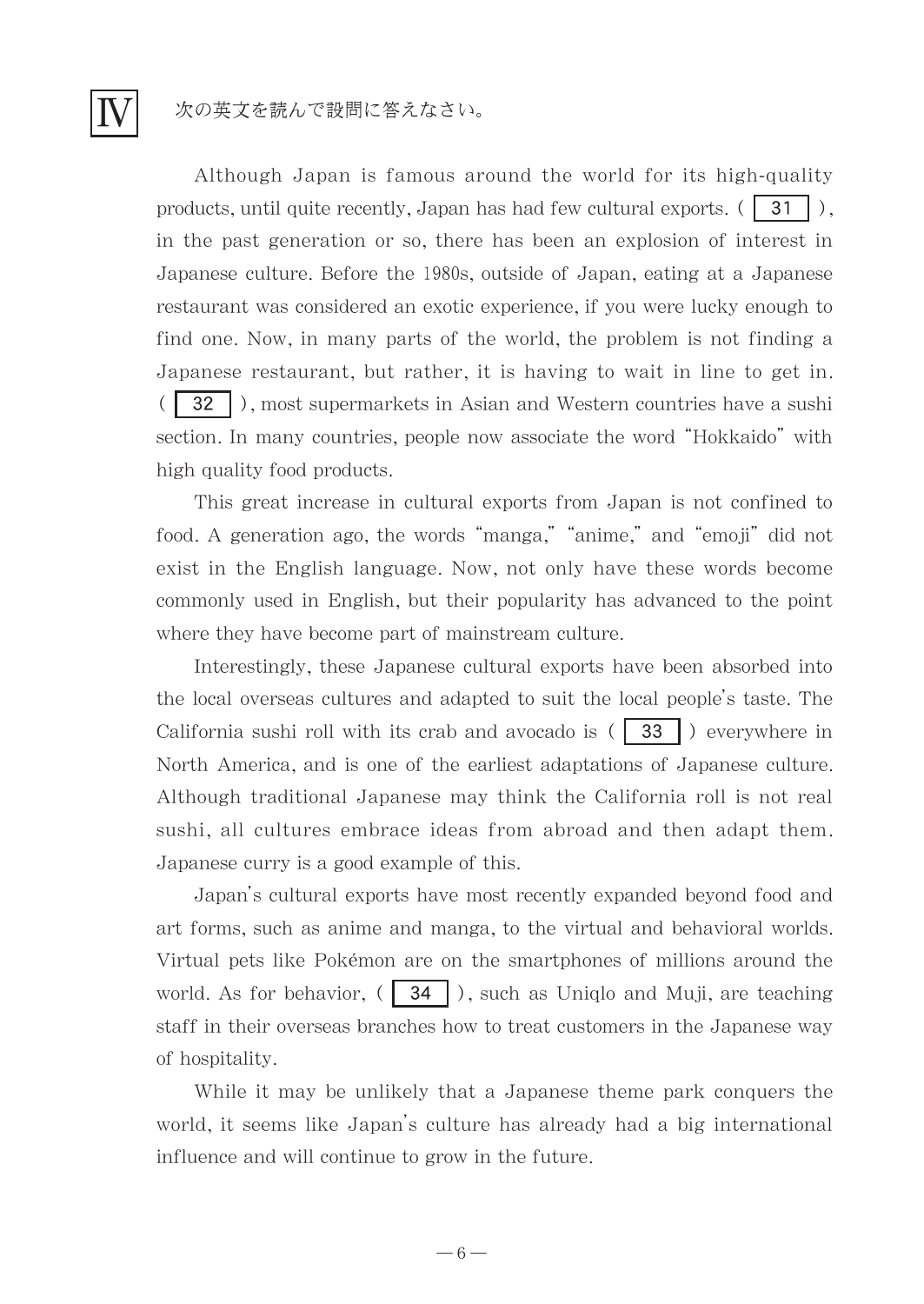# IV 次の英文を読んで設問に答えなさい。

Although Japan is famous around the world for its high-quality products, until quite recently, Japan has had few cultural exports. ( 31 ), in the past generation or so, there has been an explosion of interest in Japanese culture. Before the 1980s, outside of Japan, eating at a Japanese restaurant was considered an exotic experience, if you were lucky enough to find one. Now, in many parts of the world, the problem is not finding a Japanese restaurant, but rather, it is having to wait in line to get in. ( 32 ), most supermarkets in Asian and Western countries have a sushi section. In many countries, people now associate the word "Hokkaido" with high quality food products.

This great increase in cultural exports from Japan is not confined to food. A generation ago, the words "manga," "anime," and "emoji" did not exist in the English language. Now, not only have these words become commonly used in English, but their popularity has advanced to the point where they have become part of mainstream culture.

Interestingly, these Japanese cultural exports have been absorbed into the local overseas cultures and adapted to suit the local people's taste. The California sushi roll with its crab and avocado is ( 33 ) everywhere in North America, and is one of the earliest adaptations of Japanese culture. Although traditional Japanese may think the California roll is not real sushi, all cultures embrace ideas from abroad and then adapt them. Japanese curry is a good example of this.

Japan's cultural exports have most recently expanded beyond food and art forms, such as anime and manga, to the virtual and behavioral worlds. Virtual pets like Pokémon are on the smartphones of millions around the world. As for behavior, ( 34 ), such as Uniqlo and Muji, are teaching staff in their overseas branches how to treat customers in the Japanese way of hospitality.

While it may be unlikely that a Japanese theme park conquers the world, it seems like Japan's culture has already had a big international influence and will continue to grow in the future.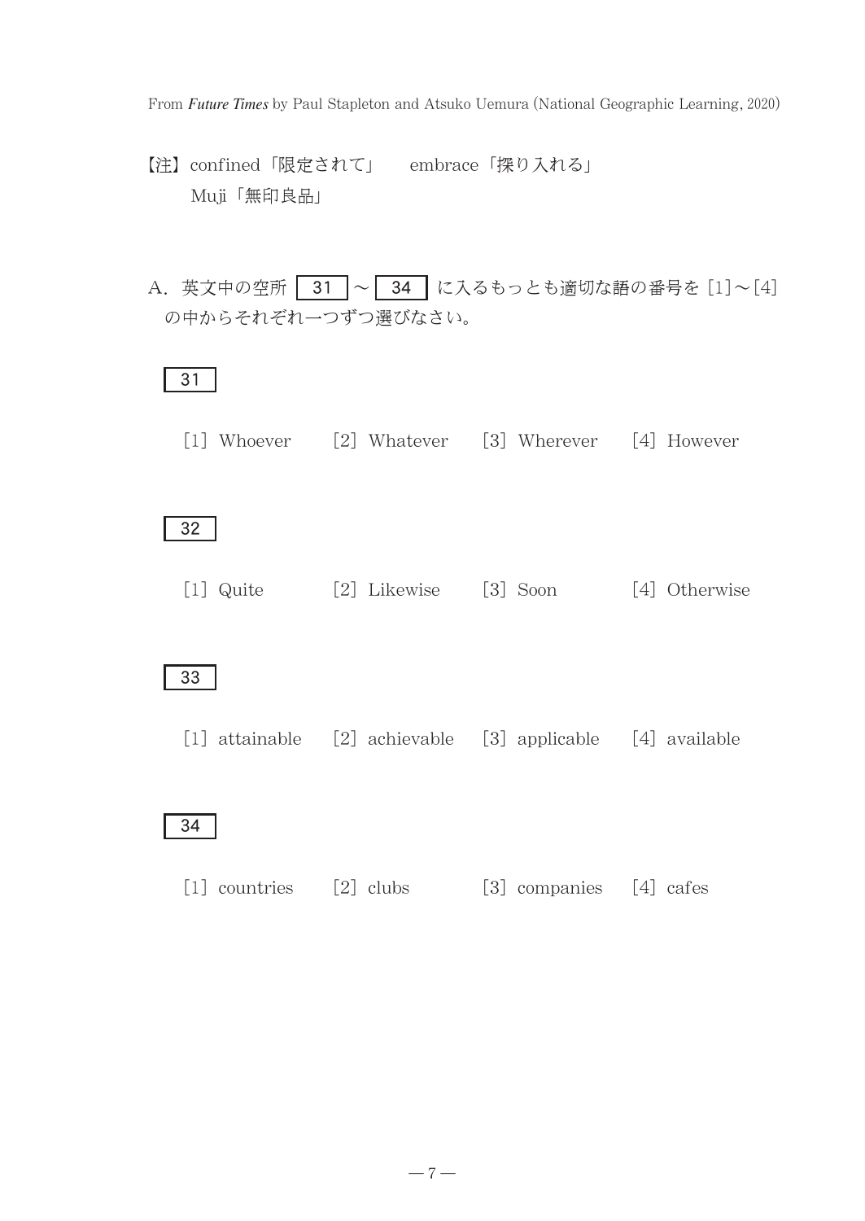From *Future Times* by Paul Stapleton and Atsuko Uemura (National Geographic Learning, 2020)

【注】confined「限定されて」　embrace「採り入れる」
　　Muji「無印良品」

A. 英文中の空所 31 〜 34 に入るもっとも適切な語の番号を [1]〜[4] の中からそれぞれ一つずつ選びなさい。

31

[1] Whoever　[2] Whatever　[3] Wherever　[4] However

32

[1] Quite　[2] Likewise　[3] Soon　[4] Otherwise

33

[1] attainable　[2] achievable　[3] applicable　[4] available

34

[1] countries　[2] clubs　[3] companies　[4] cafes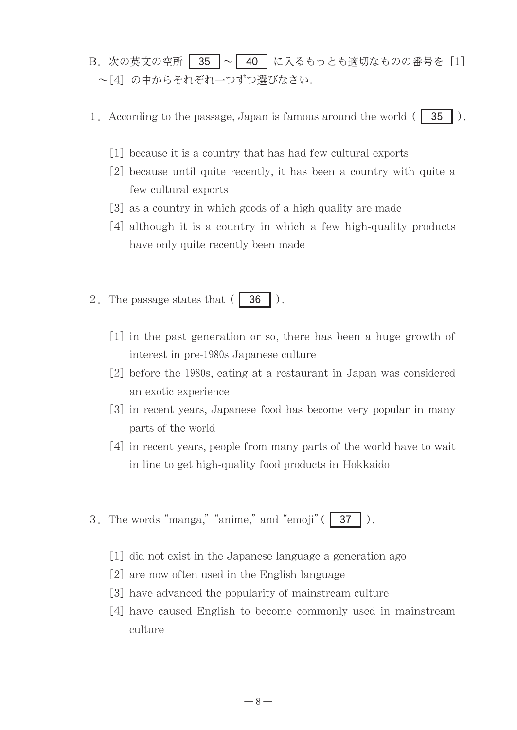B. 次の英文の空所 35 ～ 40 に入るもっとも適切なものの番号を [1] ～[4] の中からそれぞれ一つずつ選びなさい。

1. According to the passage, Japan is famous around the world ( 35 ).

   [1] because it is a country that has had few cultural exports
   [2] because until quite recently, it has been a country with quite a few cultural exports
   [3] as a country in which goods of a high quality are made
   [4] although it is a country in which a few high-quality products have only quite recently been made

2. The passage states that ( 36 ).

   [1] in the past generation or so, there has been a huge growth of interest in pre-1980s Japanese culture
   [2] before the 1980s, eating at a restaurant in Japan was considered an exotic experience
   [3] in recent years, Japanese food has become very popular in many parts of the world
   [4] in recent years, people from many parts of the world have to wait in line to get high-quality food products in Hokkaido

3. The words "manga," "anime," and "emoji" ( 37 ).

   [1] did not exist in the Japanese language a generation ago
   [2] are now often used in the English language
   [3] have advanced the popularity of mainstream culture
   [4] have caused English to become commonly used in mainstream culture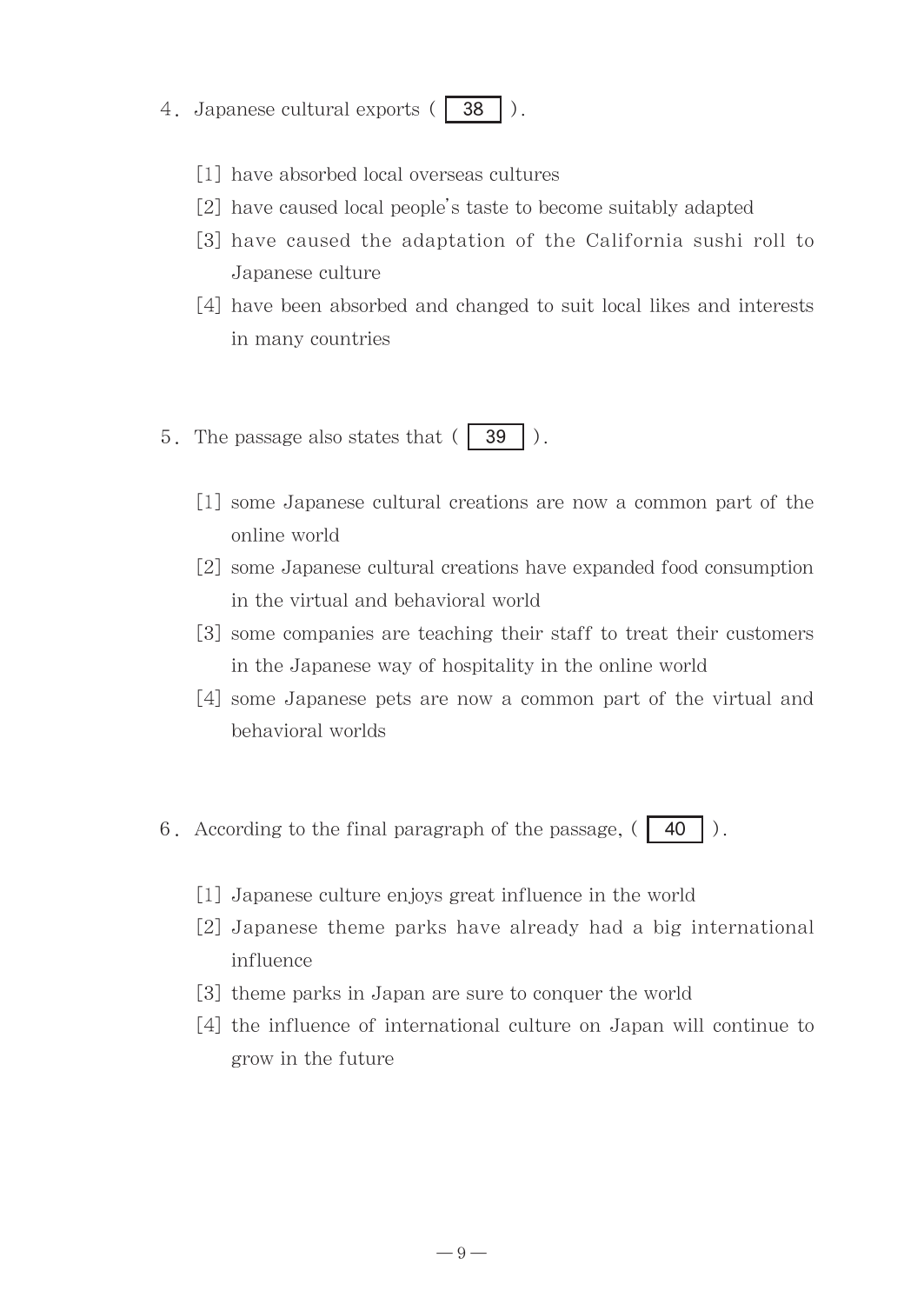4. Japanese cultural exports ( 38 ).

[1] have absorbed local overseas cultures

[2] have caused local people's taste to become suitably adapted

[3] have caused the adaptation of the California sushi roll to Japanese culture

[4] have been absorbed and changed to suit local likes and interests in many countries

5. The passage also states that ( 39 ).

[1] some Japanese cultural creations are now a common part of the online world

[2] some Japanese cultural creations have expanded food consumption in the virtual and behavioral world

[3] some companies are teaching their staff to treat their customers in the Japanese way of hospitality in the online world

[4] some Japanese pets are now a common part of the virtual and behavioral worlds

6. According to the final paragraph of the passage, ( 40 ).

[1] Japanese culture enjoys great influence in the world

[2] Japanese theme parks have already had a big international influence

[3] theme parks in Japan are sure to conquer the world

[4] the influence of international culture on Japan will continue to grow in the future